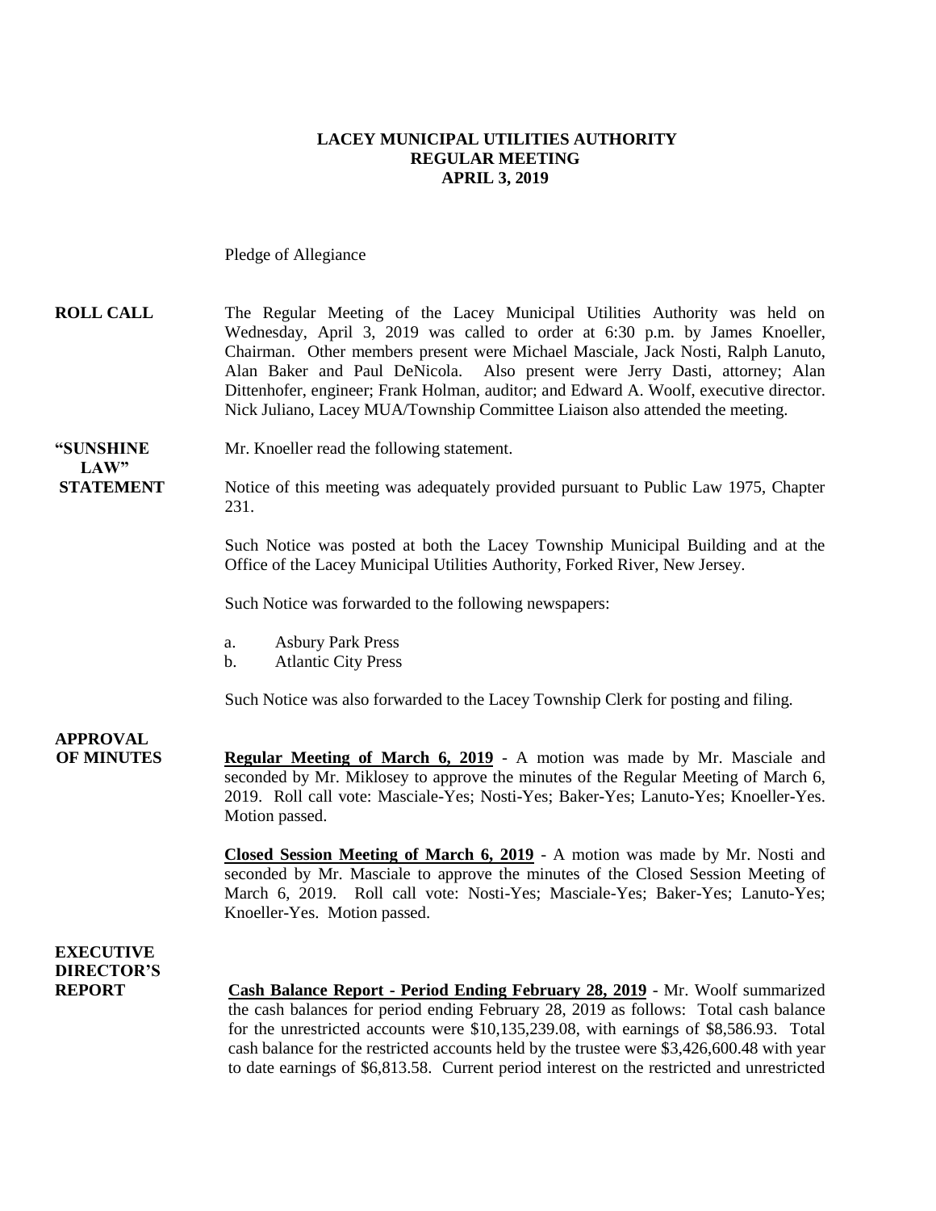**LACEY MUNICIPAL UTILITIES AUTHORITY**
**REGULAR MEETING**
**APRIL 3, 2019**

Pledge of Allegiance

**ROLL CALL** The Regular Meeting of the Lacey Municipal Utilities Authority was held on Wednesday, April 3, 2019 was called to order at 6:30 p.m. by James Knoeller, Chairman. Other members present were Michael Masciale, Jack Nosti, Ralph Lanuto, Alan Baker and Paul DeNicola. Also present were Jerry Dasti, attorney; Alan Dittenhofer, engineer; Frank Holman, auditor; and Edward A. Woolf, executive director. Nick Juliano, Lacey MUA/Township Committee Liaison also attended the meeting.

**"SUNSHINE LAW" STATEMENT** Mr. Knoeller read the following statement.

Notice of this meeting was adequately provided pursuant to Public Law 1975, Chapter 231.

Such Notice was posted at both the Lacey Township Municipal Building and at the Office of the Lacey Municipal Utilities Authority, Forked River, New Jersey.

Such Notice was forwarded to the following newspapers:

a. Asbury Park Press
b. Atlantic City Press

Such Notice was also forwarded to the Lacey Township Clerk for posting and filing.

**APPROVAL OF MINUTES**

**Regular Meeting of March 6, 2019** - A motion was made by Mr. Masciale and seconded by Mr. Miklosey to approve the minutes of the Regular Meeting of March 6, 2019. Roll call vote: Masciale-Yes; Nosti-Yes; Baker-Yes; Lanuto-Yes; Knoeller-Yes. Motion passed.

**Closed Session Meeting of March 6, 2019** - A motion was made by Mr. Nosti and seconded by Mr. Masciale to approve the minutes of the Closed Session Meeting of March 6, 2019. Roll call vote: Nosti-Yes; Masciale-Yes; Baker-Yes; Lanuto-Yes; Knoeller-Yes. Motion passed.

**EXECUTIVE DIRECTOR'S REPORT**

**Cash Balance Report - Period Ending February 28, 2019** - Mr. Woolf summarized the cash balances for period ending February 28, 2019 as follows: Total cash balance for the unrestricted accounts were $10,135,239.08, with earnings of $8,586.93. Total cash balance for the restricted accounts held by the trustee were $3,426,600.48 with year to date earnings of $6,813.58. Current period interest on the restricted and unrestricted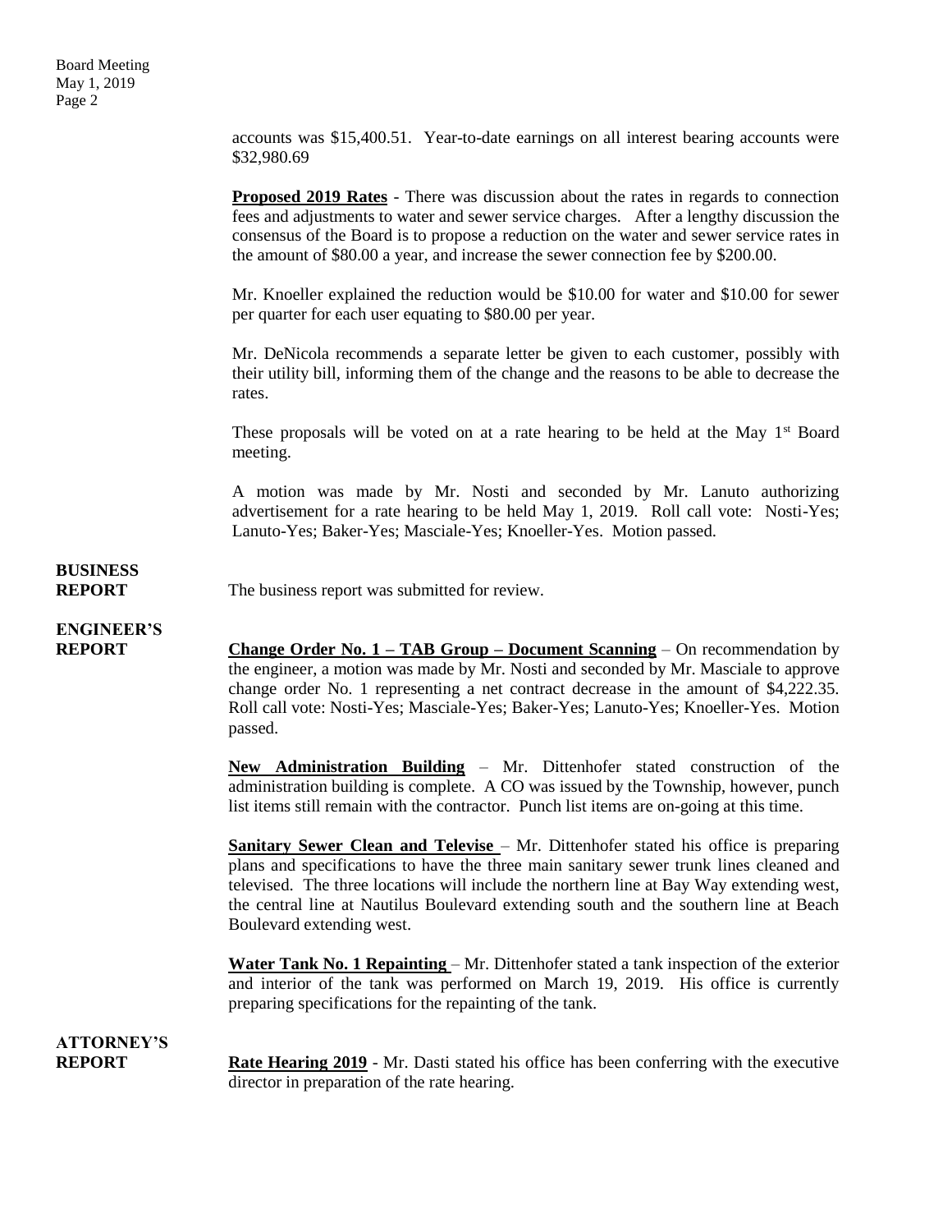accounts was $15,400.51. Year-to-date earnings on all interest bearing accounts were $32,980.69

**Proposed 2019 Rates** - There was discussion about the rates in regards to connection fees and adjustments to water and sewer service charges. After a lengthy discussion the consensus of the Board is to propose a reduction on the water and sewer service rates in the amount of $80.00 a year, and increase the sewer connection fee by $200.00.

Mr. Knoeller explained the reduction would be $10.00 for water and $10.00 for sewer per quarter for each user equating to $80.00 per year.

Mr. DeNicola recommends a separate letter be given to each customer, possibly with their utility bill, informing them of the change and the reasons to be able to decrease the rates.

These proposals will be voted on at a rate hearing to be held at the May 1st Board meeting.

A motion was made by Mr. Nosti and seconded by Mr. Lanuto authorizing advertisement for a rate hearing to be held May 1, 2019. Roll call vote: Nosti-Yes; Lanuto-Yes; Baker-Yes; Masciale-Yes; Knoeller-Yes. Motion passed.

**BUSINESS REPORT**

The business report was submitted for review.

**ENGINEER'S REPORT**

**Change Order No. 1 – TAB Group – Document Scanning** – On recommendation by the engineer, a motion was made by Mr. Nosti and seconded by Mr. Masciale to approve change order No. 1 representing a net contract decrease in the amount of $4,222.35. Roll call vote: Nosti-Yes; Masciale-Yes; Baker-Yes; Lanuto-Yes; Knoeller-Yes. Motion passed.

**New Administration Building** – Mr. Dittenhofer stated construction of the administration building is complete. A CO was issued by the Township, however, punch list items still remain with the contractor. Punch list items are on-going at this time.

**Sanitary Sewer Clean and Televise** – Mr. Dittenhofer stated his office is preparing plans and specifications to have the three main sanitary sewer trunk lines cleaned and televised. The three locations will include the northern line at Bay Way extending west, the central line at Nautilus Boulevard extending south and the southern line at Beach Boulevard extending west.

**Water Tank No. 1 Repainting** – Mr. Dittenhofer stated a tank inspection of the exterior and interior of the tank was performed on March 19, 2019. His office is currently preparing specifications for the repainting of the tank.

**ATTORNEY'S REPORT**

**Rate Hearing 2019** - Mr. Dasti stated his office has been conferring with the executive director in preparation of the rate hearing.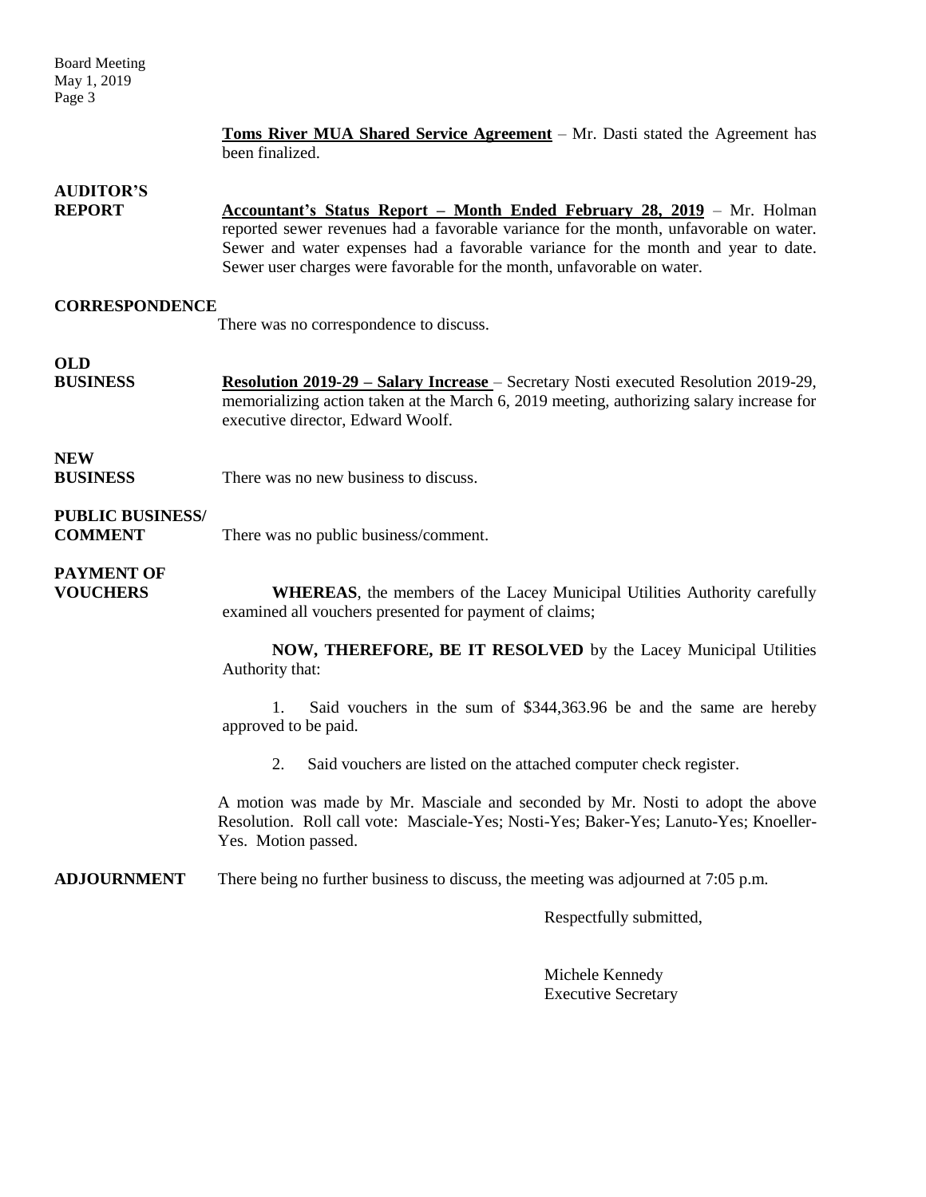**Toms River MUA Shared Service Agreement** – Mr. Dasti stated the Agreement has been finalized.

**AUDITOR'S REPORT**

**Accountant's Status Report – Month Ended February 28, 2019** – Mr. Holman reported sewer revenues had a favorable variance for the month, unfavorable on water. Sewer and water expenses had a favorable variance for the month and year to date. Sewer user charges were favorable for the month, unfavorable on water.

**CORRESPONDENCE**

There was no correspondence to discuss.

**OLD BUSINESS**

**Resolution 2019-29 – Salary Increase** – Secretary Nosti executed Resolution 2019-29, memorializing action taken at the March 6, 2019 meeting, authorizing salary increase for executive director, Edward Woolf.

**NEW BUSINESS**

There was no new business to discuss.

**PUBLIC BUSINESS/ COMMENT**

There was no public business/comment.

**PAYMENT OF VOUCHERS**

**WHEREAS**, the members of the Lacey Municipal Utilities Authority carefully examined all vouchers presented for payment of claims;

**NOW, THEREFORE, BE IT RESOLVED** by the Lacey Municipal Utilities Authority that:

1. Said vouchers in the sum of $344,363.96 be and the same are hereby approved to be paid.
2. Said vouchers are listed on the attached computer check register.

A motion was made by Mr. Masciale and seconded by Mr. Nosti to adopt the above Resolution. Roll call vote: Masciale-Yes; Nosti-Yes; Baker-Yes; Lanuto-Yes; Knoeller-Yes. Motion passed.

**ADJOURNMENT**

There being no further business to discuss, the meeting was adjourned at 7:05 p.m.

Respectfully submitted,

Michele Kennedy
Executive Secretary